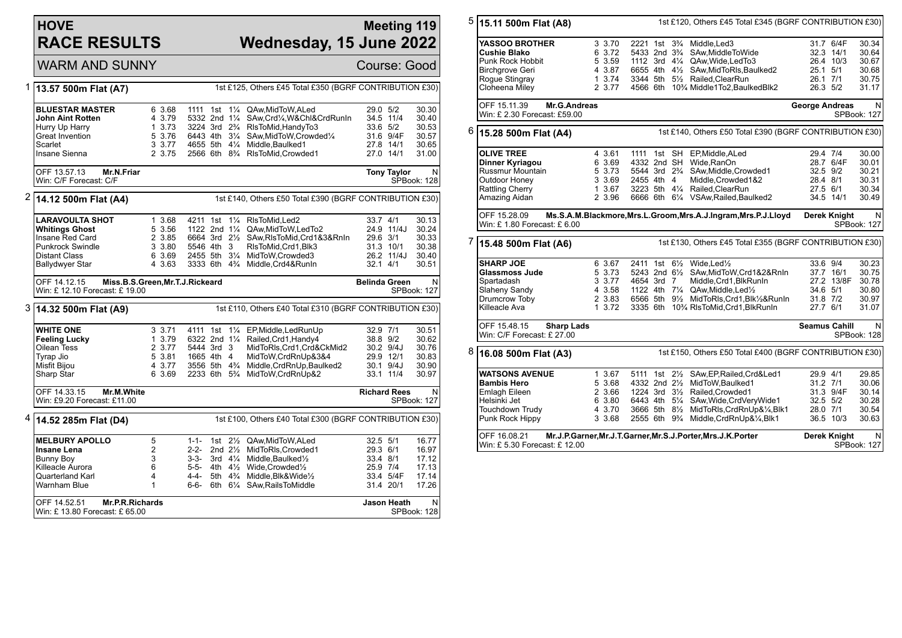# HOVE RACE RESULTS

## Meeting 119 — Wednesday, 15 June 2022

WARM AND SUNNY — Course: Good

### 1 — 13.57 500m Flat (A7)

1st £125, Others £45 Total £350 (BGRF CONTRIBUTION £30)

| Greyhound | Trap | Sect | Bends | Pos | Dist | Remarks | Wt | SP | Time |
|---|---|---|---|---|---|---|---|---|---|
| **BLUESTAR MASTER** | 6 | 3.68 | 1111 | 1st | 1¼ | QAw,MidToW,ALed | 29.0 | 5/2 | 30.30 |
| **John Aint Rotten** | 4 | 3.79 | 5332 | 2nd | 1¼ | SAw,Crd¼,W&Chl&CrdRunIn | 34.5 | 11/4 | 30.40 |
| Hurry Up Harry | 1 | 3.73 | 3224 | 3rd | 2¾ | RlsToMid,HandyTo3 | 33.6 | 5/2 | 30.53 |
| Great Invention | 5 | 3.76 | 6443 | 4th | 3¼ | SAw,MidToW,Crowded¼ | 31.6 | 9/4F | 30.57 |
| Scarlet | 3 | 3.77 | 4655 | 5th | 4¼ | Middle,Baulked1 | 27.8 | 14/1 | 30.65 |
| Insane Sienna | 2 | 3.75 | 2566 | 6th | 8¾ | RlsToMid,Crowded1 | 27.0 | 14/1 | 31.00 |

OFF 13.57.13 **Mr.N.Friar** — **Tony Taylor** N
Win: C/F Forecast: C/F — SPBook: 128

### 2 — 14.12 500m Flat (A4)

1st £140, Others £50 Total £390 (BGRF CONTRIBUTION £30)

| Greyhound | Trap | Sect | Bends | Pos | Dist | Remarks | Wt | SP | Time |
|---|---|---|---|---|---|---|---|---|---|
| **LARAVOULTA SHOT** | 1 | 3.68 | 4211 | 1st | 1¼ | RlsToMid,Led2 | 33.7 | 4/1 | 30.13 |
| **Whitings Ghost** | 5 | 3.56 | 1122 | 2nd | 1¼ | QAw,MidToW,LedTo2 | 24.9 | 11/4J | 30.24 |
| Insane Red Card | 2 | 3.85 | 6664 | 3rd | 2½ | SAw,RlsToMid,Crd1&3&RnIn | 29.6 | 3/1 | 30.33 |
| Punkrock Swindle | 3 | 3.80 | 5546 | 4th | 3 | RlsToMid,Crd1,Blk3 | 31.3 | 10/1 | 30.38 |
| Distant Class | 6 | 3.69 | 2455 | 5th | 3¼ | MidToW,Crowded3 | 26.2 | 11/4J | 30.40 |
| Ballydwyer Star | 4 | 3.63 | 3333 | 6th | 4¾ | Middle,Crd4&RunIn | 32.1 | 4/1 | 30.51 |

OFF 14.12.15 **Miss.B.S.Green,Mr.T.J.Rickeard** — **Belinda Green** N
Win: £ 12.10 Forecast: £ 19.00 — SPBook: 127

### 3 — 14.32 500m Flat (A9)

1st £110, Others £40 Total £310 (BGRF CONTRIBUTION £30)

| Greyhound | Trap | Sect | Bends | Pos | Dist | Remarks | Wt | SP | Time |
|---|---|---|---|---|---|---|---|---|---|
| **WHITE ONE** | 3 | 3.71 | 4111 | 1st | 1¼ | EP,Middle,LedRunUp | 32.9 | 7/1 | 30.51 |
| **Feeling Lucky** | 1 | 3.79 | 6322 | 2nd | 1¼ | Railed,Crd1,Handy4 | 38.8 | 9/2 | 30.62 |
| Oilean Tess | 2 | 3.77 | 5444 | 3rd | 3 | MidToRls,Crd1,Crd&CkMid2 | 30.2 | 9/4J | 30.76 |
| Tyrap Jio | 5 | 3.81 | 1665 | 4th | 4 | MidToW,CrdRnUp&3&4 | 29.9 | 12/1 | 30.83 |
| Misfit Bijou | 4 | 3.77 | 3556 | 5th | 4¾ | Middle,CrdRnUp,Baulked2 | 30.1 | 9/4J | 30.90 |
| Sharp Star | 6 | 3.69 | 2233 | 6th | 5¾ | MidToW,CrdRnUp&2 | 33.1 | 11/4 | 30.97 |

OFF 14.33.15 **Mr.M.White** — **Richard Rees** N
Win: £9.20 Forecast: £11.00 — SPBook: 127

### 4 — 14.52 285m Flat (D4)

1st £100, Others £40 Total £300 (BGRF CONTRIBUTION £30)

| Greyhound | Trap | Sect | Bends | Pos | Dist | Remarks | Wt | SP | Time |
|---|---|---|---|---|---|---|---|---|---|
| **MELBURY APOLLO** | 5 | | 1-1- | 1st | 2½ | QAw,MidToW,ALed | 32.5 | 5/1 | 16.77 |
| **Insane Lena** | 2 | | 2-2- | 2nd | 2½ | MidToRls,Crowded1 | 29.3 | 6/1 | 16.97 |
| Bunny Boy | 3 | | 3-3- | 3rd | 4¼ | Middle,Baulked½ | 33.4 | 8/1 | 17.12 |
| Killeacle Aurora | 6 | | 5-5- | 4th | 4½ | Wide,Crowded½ | 25.9 | 7/4 | 17.13 |
| Quarterland Karl | 4 | | 4-4- | 5th | 4¾ | Middle,Blk&Wide½ | 33.4 | 5/4F | 17.14 |
| Warnham Blue | 1 | | 6-6- | 6th | 6¼ | SAw,RailsToMiddle | 31.4 | 20/1 | 17.26 |

OFF 14.52.51 **Mr.P.R.Richards** — **Jason Heath** N
Win: £ 13.80 Forecast: £ 65.00 — SPBook: 128

### 5 — 15.11 500m Flat (A8)

1st £120, Others £45 Total £345 (BGRF CONTRIBUTION £30)

| Greyhound | Trap | Sect | Bends | Pos | Dist | Remarks | Wt | SP | Time |
|---|---|---|---|---|---|---|---|---|---|
| **YASSOO BROTHER** | 3 | 3.70 | 2221 | 1st | 3¾ | Middle,Led3 | 31.7 | 6/4F | 30.34 |
| **Cushie Blako** | 6 | 3.72 | 5433 | 2nd | 3¾ | SAw,MiddleToWide | 32.3 | 14/1 | 30.64 |
| Punk Rock Hobbit | 5 | 3.59 | 1112 | 3rd | 4¼ | QAw,Wide,LedTo3 | 26.4 | 10/3 | 30.67 |
| Birchgrove Geri | 4 | 3.87 | 6655 | 4th | 4½ | SAw,MidToRls,Baulked2 | 25.1 | 5/1 | 30.68 |
| Rogue Stingray | 1 | 3.74 | 3344 | 5th | 5½ | Railed,ClearRun | 26.1 | 7/1 | 30.75 |
| Cloheena Miley | 2 | 3.77 | 4566 | 6th | 10¾ | Middle1To2,BaulkedBlk2 | 26.3 | 5/2 | 31.17 |

OFF 15.11.39 **Mr.G.Andreas** — **George Andreas** N
Win: £ 2.30 Forecast: £59.00 — SPBook: 127

### 6 — 15.28 500m Flat (A4)

1st £140, Others £50 Total £390 (BGRF CONTRIBUTION £30)

| Greyhound | Trap | Sect | Bends | Pos | Dist | Remarks | Wt | SP | Time |
|---|---|---|---|---|---|---|---|---|---|
| **OLIVE TREE** | 4 | 3.61 | 1111 | 1st | SH | EP,Middle,ALed | 29.4 | 7/4 | 30.00 |
| **Dinner Kyriagou** | 6 | 3.69 | 4332 | 2nd | SH | Wide,RanOn | 28.7 | 6/4F | 30.01 |
| Russmur Mountain | 5 | 3.73 | 5544 | 3rd | 2¾ | SAw,Middle,Crowded1 | 32.5 | 9/2 | 30.21 |
| Outdoor Honey | 3 | 3.69 | 2455 | 4th | 4 | Middle,Crowded1&2 | 28.4 | 8/1 | 30.31 |
| Rattling Cherry | 1 | 3.67 | 3223 | 5th | 4¼ | Railed,ClearRun | 27.5 | 6/1 | 30.34 |
| Amazing Aidan | 2 | 3.96 | 6666 | 6th | 6¼ | VSAw,Railed,Baulked2 | 34.5 | 14/1 | 30.49 |

OFF 15.28.09 **Ms.S.A.M.Blackmore,Mrs.L.Groom,Mrs.A.J.Ingram,Mrs.P.J.Lloyd** — **Derek Knight** N
Win: £ 1.80 Forecast: £ 6.00 — SPBook: 127

### 7 — 15.48 500m Flat (A6)

1st £130, Others £45 Total £355 (BGRF CONTRIBUTION £30)

| Greyhound | Trap | Sect | Bends | Pos | Dist | Remarks | Wt | SP | Time |
|---|---|---|---|---|---|---|---|---|---|
| **SHARP JOE** | 6 | 3.67 | 2411 | 1st | 6½ | Wide,Led½ | 33.6 | 9/4 | 30.23 |
| **Glassmoss Jude** | 5 | 3.73 | 5243 | 2nd | 6½ | SAw,MidToW,Crd1&2&RnIn | 37.7 | 16/1 | 30.75 |
| Spartadash | 3 | 3.77 | 4654 | 3rd | 7 | Middle,Crd1,BlkRunIn | 27.2 | 13/8F | 30.78 |
| Slaheny Sandy | 4 | 3.58 | 1122 | 4th | 7¼ | QAw,Middle,Led½ | 34.6 | 5/1 | 30.80 |
| Drumcrow Toby | 2 | 3.83 | 6566 | 5th | 9½ | MidToRls,Crd1,Blk½&RunIn | 31.8 | 7/2 | 30.97 |
| Killeacle Ava | 1 | 3.72 | 3335 | 6th | 10¾ | RlsToMid,Crd1,BlkRunIn | 27.7 | 6/1 | 31.07 |

OFF 15.48.15 **Sharp Lads** — **Seamus Cahill** N
Win: C/F Forecast: £ 27.00 — SPBook: 128

### 8 — 16.08 500m Flat (A3)

1st £150, Others £50 Total £400 (BGRF CONTRIBUTION £30)

| Greyhound | Trap | Sect | Bends | Pos | Dist | Remarks | Wt | SP | Time |
|---|---|---|---|---|---|---|---|---|---|
| **WATSONS AVENUE** | 1 | 3.67 | 5111 | 1st | 2½ | SAw,EP,Railed,Crd&Led1 | 29.9 | 4/1 | 29.85 |
| **Bambis Hero** | 5 | 3.68 | 4332 | 2nd | 2½ | MidToW,Baulked1 | 31.2 | 7/1 | 30.06 |
| Emlagh Eileen | 2 | 3.66 | 1224 | 3rd | 3½ | Railed,Crowded1 | 31.3 | 9/4F | 30.14 |
| Helsinki Jet | 6 | 3.80 | 6443 | 4th | 5¼ | SAw,Wide,CrdVeryWide1 | 32.5 | 5/2 | 30.28 |
| Touchdown Trudy | 4 | 3.70 | 3666 | 5th | 8½ | MidToRls,CrdRnUp&¼,Blk1 | 28.0 | 7/1 | 30.54 |
| Punk Rock Hippy | 3 | 3.68 | 2555 | 6th | 9¾ | Middle,CrdRnUp&¼,Blk1 | 36.5 | 10/3 | 30.63 |

OFF 16.08.21 **Mr.J.P.Garner,Mr.J.T.Garner,Mr.S.J.Porter,Mrs.J.K.Porter** — **Derek Knight** N
Win: £ 5.30 Forecast: £ 12.00 — SPBook: 127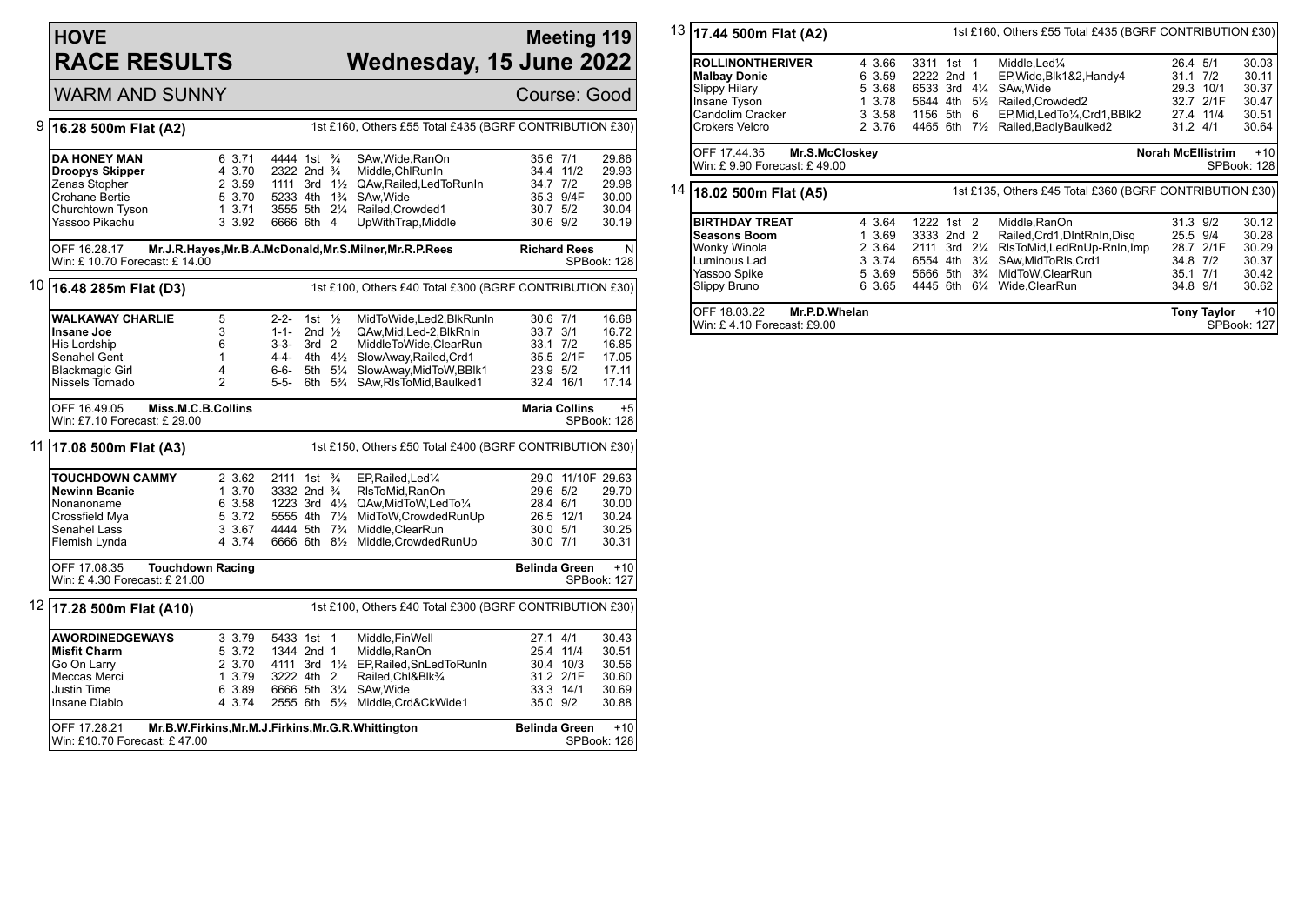# HOVE RACE RESULTS

## Meeting 119 Wednesday, 15 June 2022

WARM AND SUNNY — Course: Good

### 9 16.28 500m Flat (A2)

1st £160, Others £55 Total £435 (BGRF CONTRIBUTION £30)

| | | | | | | | | |
|---|---|---|---|---|---|---|---|---|
| **DA HONEY MAN** | 6 3.71 | 4444 | 1st | ¾ | SAw,Wide,RanOn | 35.6 | 7/1 | 29.86 |
| **Droopys Skipper** | 4 3.70 | 2322 | 2nd | ¾ | Middle,ChlRunIn | 34.4 | 11/2 | 29.93 |
| Zenas Stopher | 2 3.59 | 1111 | 3rd | 1½ | QAw,Railed,LedToRunIn | 34.7 | 7/2 | 29.98 |
| Crohane Bertie | 5 3.70 | 5233 | 4th | 1¾ | SAw,Wide | 35.3 | 9/4F | 30.00 |
| Churchtown Tyson | 1 3.71 | 3555 | 5th | 2¼ | Railed,Crowded1 | 30.7 | 5/2 | 30.04 |
| Yassoo Pikachu | 3 3.92 | 6666 | 6th | 4 | UpWithTrap,Middle | 30.6 | 9/2 | 30.19 |

OFF 16.28.17 Mr.J.R.Hayes,Mr.B.A.McDonald,Mr.S.Milner,Mr.R.P.Rees — Richard Rees N
Win: £ 10.70 Forecast: £ 14.00 — SPBook: 128

### 10 16.48 285m Flat (D3)

1st £100, Others £40 Total £300 (BGRF CONTRIBUTION £30)

| | | | | | | | | |
|---|---|---|---|---|---|---|---|---|
| **WALKAWAY CHARLIE** | 5 | 2-2- | 1st | ½ | MidToWide,Led2,BlkRunIn | 30.6 | 7/1 | 16.68 |
| **Insane Joe** | 3 | 1-1- | 2nd | ½ | QAw,Mid,Led-2,BlkRnIn | 33.7 | 3/1 | 16.72 |
| His Lordship | 6 | 3-3- | 3rd | 2 | MiddleToWide,ClearRun | 33.1 | 7/2 | 16.85 |
| Senahel Gent | 1 | 4-4- | 4th | 4½ | SlowAway,Railed,Crd1 | 35.5 | 2/1F | 17.05 |
| Blackmagic Girl | 4 | 6-6- | 5th | 5¼ | SlowAway,MidToW,BBlk1 | 23.9 | 5/2 | 17.11 |
| Nissels Tornado | 2 | 5-5- | 6th | 5¾ | SAw,RlsToMid,Baulked1 | 32.4 | 16/1 | 17.14 |

OFF 16.49.05 Miss.M.C.B.Collins — Maria Collins +5
Win: £7.10 Forecast: £ 29.00 — SPBook: 128

### 11 17.08 500m Flat (A3)

1st £150, Others £50 Total £400 (BGRF CONTRIBUTION £30)

| | | | | | | | | |
|---|---|---|---|---|---|---|---|---|
| **TOUCHDOWN CAMMY** | 2 3.62 | 2111 | 1st | ¾ | EP,Railed,Led¼ | 29.0 | 11/10F | 29.63 |
| **Newinn Beanie** | 1 3.70 | 3332 | 2nd | ¾ | RlsToMid,RanOn | 29.6 | 5/2 | 29.70 |
| Nonanoname | 6 3.58 | 1223 | 3rd | 4½ | QAw,MidToW,LedTo¼ | 28.4 | 6/1 | 30.00 |
| Crossfield Mya | 5 3.72 | 5555 | 4th | 7½ | MidToW,CrowdedRunUp | 26.5 | 12/1 | 30.24 |
| Senahel Lass | 3 3.67 | 4444 | 5th | 7¾ | Middle,ClearRun | 30.0 | 5/1 | 30.25 |
| Flemish Lynda | 4 3.74 | 6666 | 6th | 8½ | Middle,CrowdedRunUp | 30.0 | 7/1 | 30.31 |

OFF 17.08.35 Touchdown Racing — Belinda Green +10
Win: £ 4.30 Forecast: £ 21.00 — SPBook: 127

### 12 17.28 500m Flat (A10)

1st £100, Others £40 Total £300 (BGRF CONTRIBUTION £30)

| | | | | | | | | |
|---|---|---|---|---|---|---|---|---|
| **AWORDINEDGEWAYS** | 3 3.79 | 5433 | 1st | 1 | Middle,FinWell | 27.1 | 4/1 | 30.43 |
| **Misfit Charm** | 5 3.72 | 1344 | 2nd | 1 | Middle,RanOn | 25.4 | 11/4 | 30.51 |
| Go On Larry | 2 3.70 | 4111 | 3rd | 1½ | EP,Railed,SnLedToRunIn | 30.4 | 10/3 | 30.56 |
| Meccas Merci | 1 3.79 | 3222 | 4th | 2 | Railed,Chl&Blk¾ | 31.2 | 2/1F | 30.60 |
| Justin Time | 6 3.89 | 6666 | 5th | 3¼ | SAw,Wide | 33.3 | 14/1 | 30.69 |
| Insane Diablo | 4 3.74 | 2555 | 6th | 5½ | Middle,Crd&CkWide1 | 35.0 | 9/2 | 30.88 |

OFF 17.28.21 Mr.B.W.Firkins,Mr.M.J.Firkins,Mr.G.R.Whittington — Belinda Green +10
Win: £10.70 Forecast: £ 47.00 — SPBook: 128

### 13 17.44 500m Flat (A2)

1st £160, Others £55 Total £435 (BGRF CONTRIBUTION £30)

| | | | | | | | | |
|---|---|---|---|---|---|---|---|---|
| **ROLLINONTHERIVER** | 4 3.66 | 3311 | 1st | 1 | Middle,Led¼ | 26.4 | 5/1 | 30.03 |
| **Malbay Donie** | 6 3.59 | 2222 | 2nd | 1 | EP,Wide,Blk1&2,Handy4 | 31.1 | 7/2 | 30.11 |
| Slippy Hilary | 5 3.68 | 6533 | 3rd | 4¼ | SAw,Wide | 29.3 | 10/1 | 30.37 |
| Insane Tyson | 1 3.78 | 5644 | 4th | 5½ | Railed,Crowded2 | 32.7 | 2/1F | 30.47 |
| Candolim Cracker | 3 3.58 | 1156 | 5th | 6 | EP,Mid,LedTo¼,Crd1,BBlk2 | 27.4 | 11/4 | 30.51 |
| Crokers Velcro | 2 3.76 | 4465 | 6th | 7½ | Railed,BadlyBaulked2 | 31.2 | 4/1 | 30.64 |

OFF 17.44.35 Mr.S.McCloskey — Norah McEllistrim +10
Win: £ 9.90 Forecast: £ 49.00 — SPBook: 128

### 14 18.02 500m Flat (A5)

1st £135, Others £45 Total £360 (BGRF CONTRIBUTION £30)

| | | | | | | | | |
|---|---|---|---|---|---|---|---|---|
| **BIRTHDAY TREAT** | 4 3.64 | 1222 | 1st | 2 | Middle,RanOn | 31.3 | 9/2 | 30.12 |
| **Seasons Boom** | 1 3.69 | 3333 | 2nd | 2 | Railed,Crd1,DIntRnIn,Disq | 25.5 | 9/4 | 30.28 |
| Wonky Winola | 2 3.64 | 2111 | 3rd | 2¼ | RlsToMid,LedRnUp-RnIn,Imp | 28.7 | 2/1F | 30.29 |
| Luminous Lad | 3 3.74 | 6554 | 4th | 3¼ | SAw,MidToRls,Crd1 | 34.8 | 7/2 | 30.37 |
| Yassoo Spike | 5 3.69 | 5666 | 5th | 3¾ | MidToW,ClearRun | 35.1 | 7/1 | 30.42 |
| Slippy Bruno | 6 3.65 | 4445 | 6th | 6¼ | Wide,ClearRun | 34.8 | 9/1 | 30.62 |

OFF 18.03.22 Mr.P.D.Whelan — Tony Taylor +10
Win: £ 4.10 Forecast: £9.00 — SPBook: 127